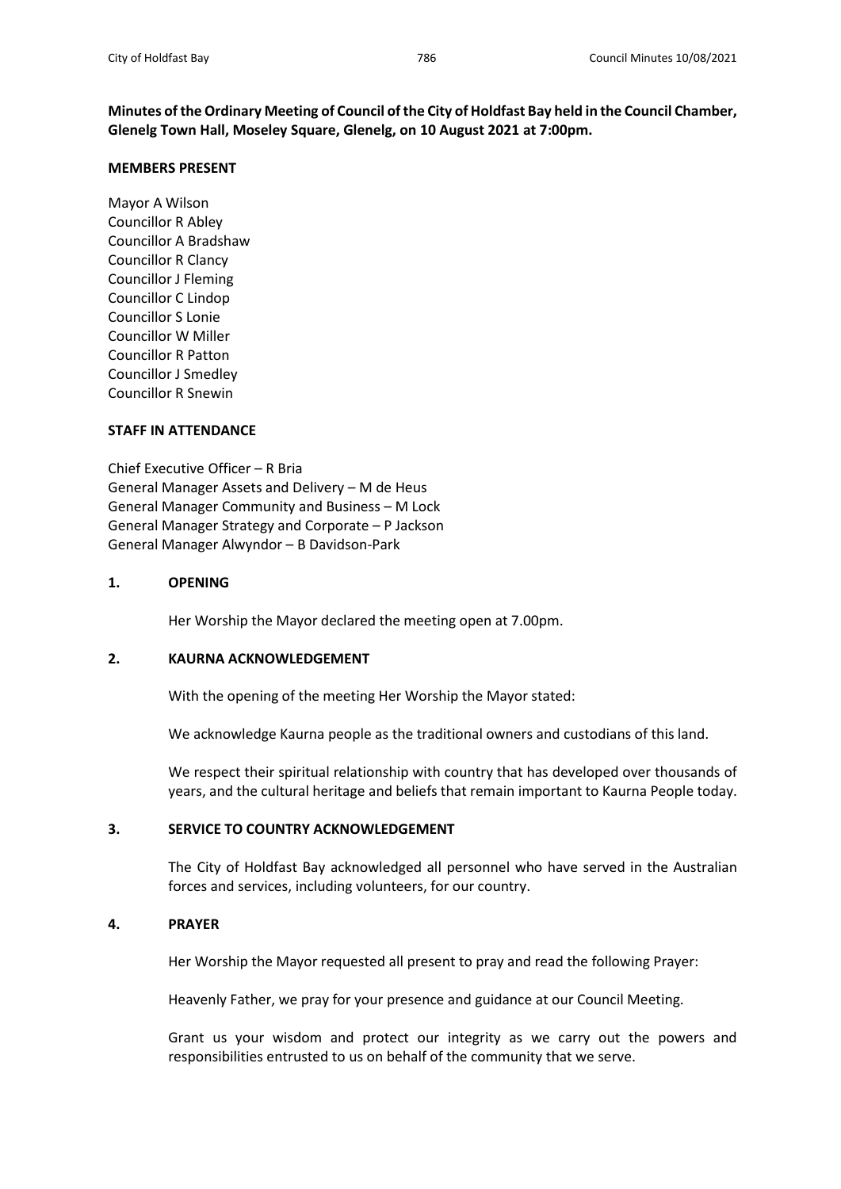**Minutes of the Ordinary Meeting of Council of the City of Holdfast Bay held in the Council Chamber, Glenelg Town Hall, Moseley Square, Glenelg, on 10 August 2021 at 7:00pm.**

**MEMBERS PRESENT**

Mayor A Wilson
Councillor R Abley
Councillor A Bradshaw
Councillor R Clancy
Councillor J Fleming
Councillor C Lindop
Councillor S Lonie
Councillor W Miller
Councillor R Patton
Councillor J Smedley
Councillor R Snewin

**STAFF IN ATTENDANCE**

Chief Executive Officer – R Bria
General Manager Assets and Delivery – M de Heus
General Manager Community and Business – M Lock
General Manager Strategy and Corporate – P Jackson
General Manager Alwyndor – B Davidson-Park

## 1. OPENING

Her Worship the Mayor declared the meeting open at 7.00pm.

## 2. KAURNA ACKNOWLEDGEMENT

With the opening of the meeting Her Worship the Mayor stated:

We acknowledge Kaurna people as the traditional owners and custodians of this land.

We respect their spiritual relationship with country that has developed over thousands of years, and the cultural heritage and beliefs that remain important to Kaurna People today.

## 3. SERVICE TO COUNTRY ACKNOWLEDGEMENT

The City of Holdfast Bay acknowledged all personnel who have served in the Australian forces and services, including volunteers, for our country.

## 4. PRAYER

Her Worship the Mayor requested all present to pray and read the following Prayer:

Heavenly Father, we pray for your presence and guidance at our Council Meeting.

Grant us your wisdom and protect our integrity as we carry out the powers and responsibilities entrusted to us on behalf of the community that we serve.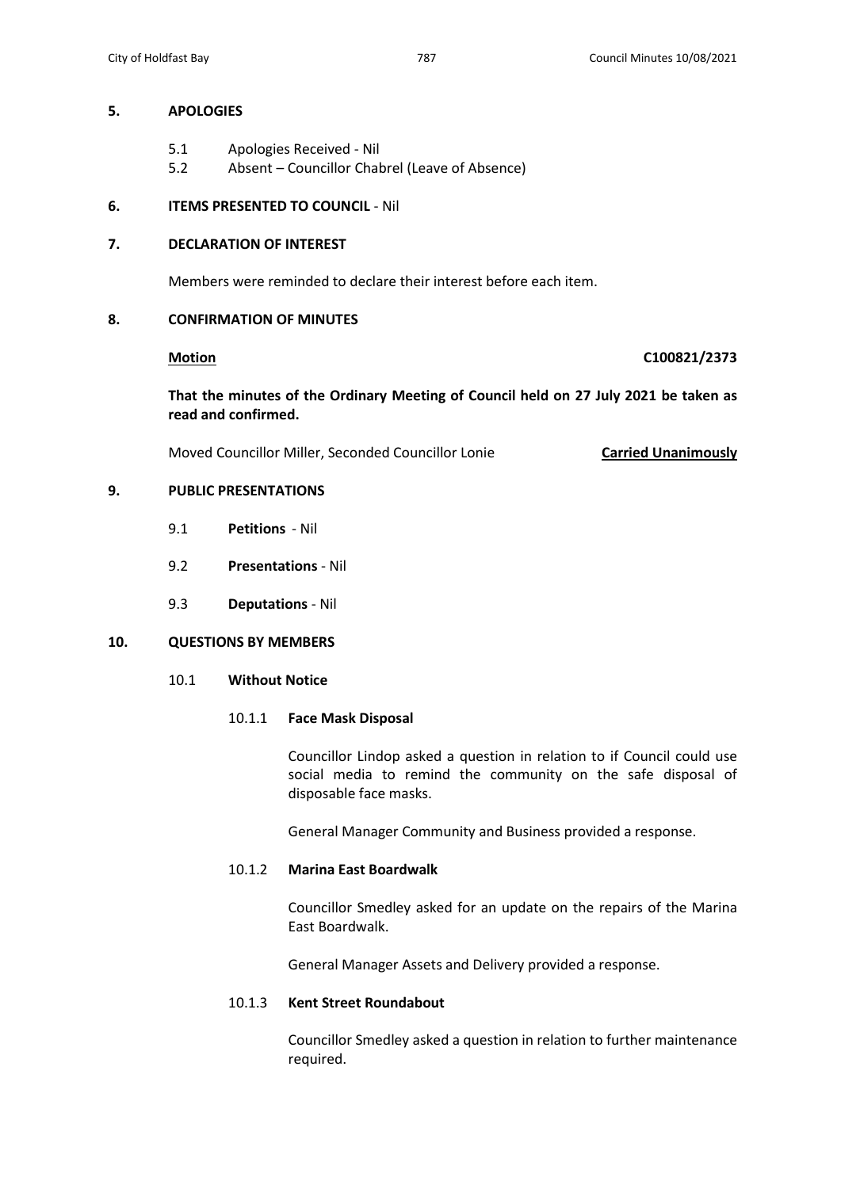## 5. APOLOGIES

- 5.1 Apologies Received - Nil
- 5.2 Absent – Councillor Chabrel (Leave of Absence)

## 6. ITEMS PRESENTED TO COUNCIL - Nil

## 7. DECLARATION OF INTEREST

Members were reminded to declare their interest before each item.

## 8. CONFIRMATION OF MINUTES

**Motion** **C100821/2373**

**That the minutes of the Ordinary Meeting of Council held on 27 July 2021 be taken as read and confirmed.**

Moved Councillor Miller, Seconded Councillor Lonie **Carried Unanimously**

## 9. PUBLIC PRESENTATIONS

- 9.1 **Petitions** - Nil
- 9.2 **Presentations** - Nil
- 9.3 **Deputations** - Nil

## 10. QUESTIONS BY MEMBERS

### 10.1 Without Notice

#### 10.1.1 Face Mask Disposal

Councillor Lindop asked a question in relation to if Council could use social media to remind the community on the safe disposal of disposable face masks.

General Manager Community and Business provided a response.

#### 10.1.2 Marina East Boardwalk

Councillor Smedley asked for an update on the repairs of the Marina East Boardwalk.

General Manager Assets and Delivery provided a response.

#### 10.1.3 Kent Street Roundabout

Councillor Smedley asked a question in relation to further maintenance required.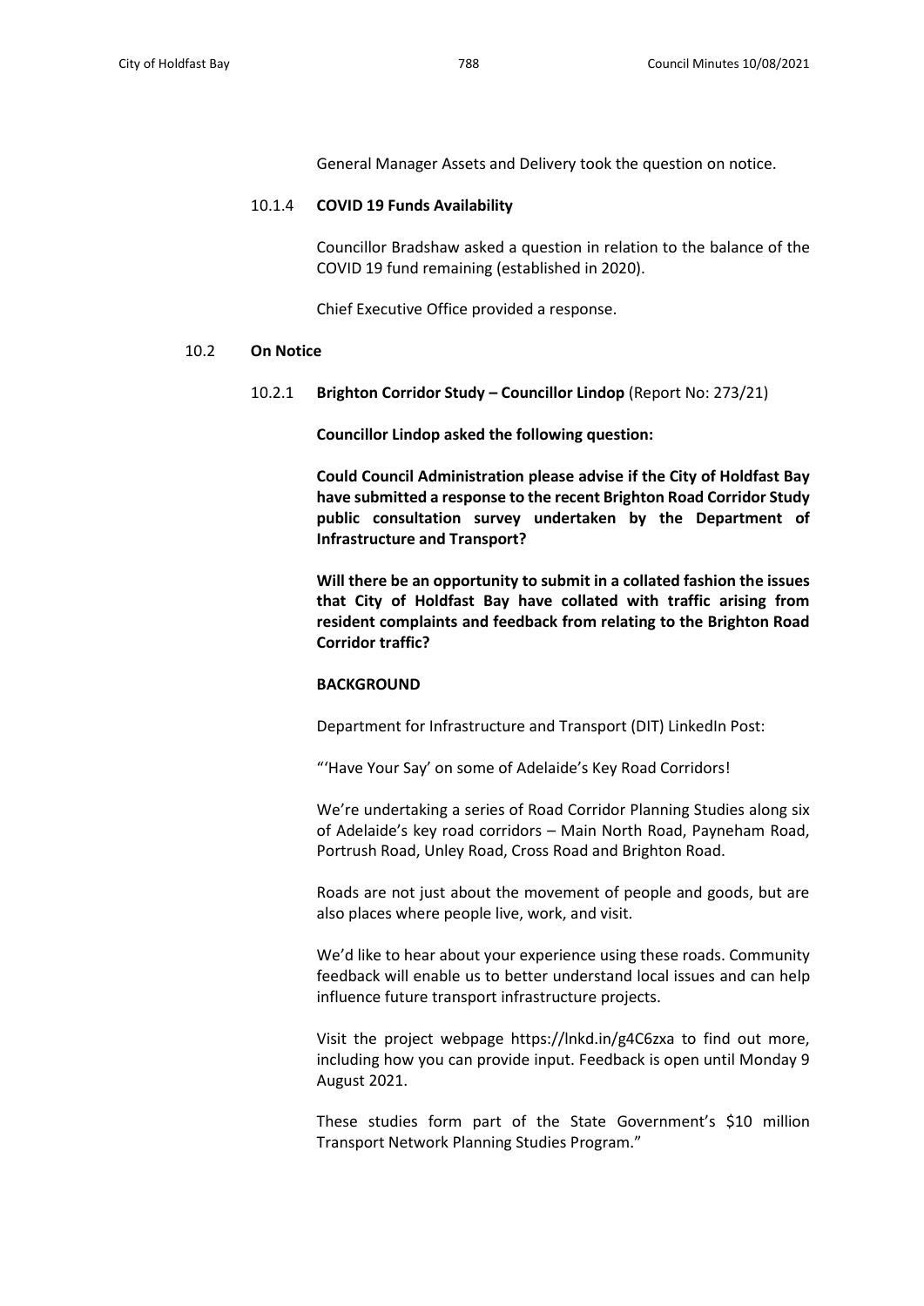General Manager Assets and Delivery took the question on notice.

### 10.1.4 **COVID 19 Funds Availability**

Councillor Bradshaw asked a question in relation to the balance of the COVID 19 fund remaining (established in 2020).

Chief Executive Office provided a response.

## 10.2 **On Notice**

### 10.2.1 **Brighton Corridor Study – Councillor Lindop** (Report No: 273/21)

**Councillor Lindop asked the following question:**

**Could Council Administration please advise if the City of Holdfast Bay have submitted a response to the recent Brighton Road Corridor Study public consultation survey undertaken by the Department of Infrastructure and Transport?**

**Will there be an opportunity to submit in a collated fashion the issues that City of Holdfast Bay have collated with traffic arising from resident complaints and feedback from relating to the Brighton Road Corridor traffic?**

**BACKGROUND**

Department for Infrastructure and Transport (DIT) LinkedIn Post:

"'Have Your Say' on some of Adelaide's Key Road Corridors!

We're undertaking a series of Road Corridor Planning Studies along six of Adelaide's key road corridors – Main North Road, Payneham Road, Portrush Road, Unley Road, Cross Road and Brighton Road.

Roads are not just about the movement of people and goods, but are also places where people live, work, and visit.

We'd like to hear about your experience using these roads. Community feedback will enable us to better understand local issues and can help influence future transport infrastructure projects.

Visit the project webpage https://lnkd.in/g4C6zxa to find out more, including how you can provide input. Feedback is open until Monday 9 August 2021.

These studies form part of the State Government's $10 million Transport Network Planning Studies Program."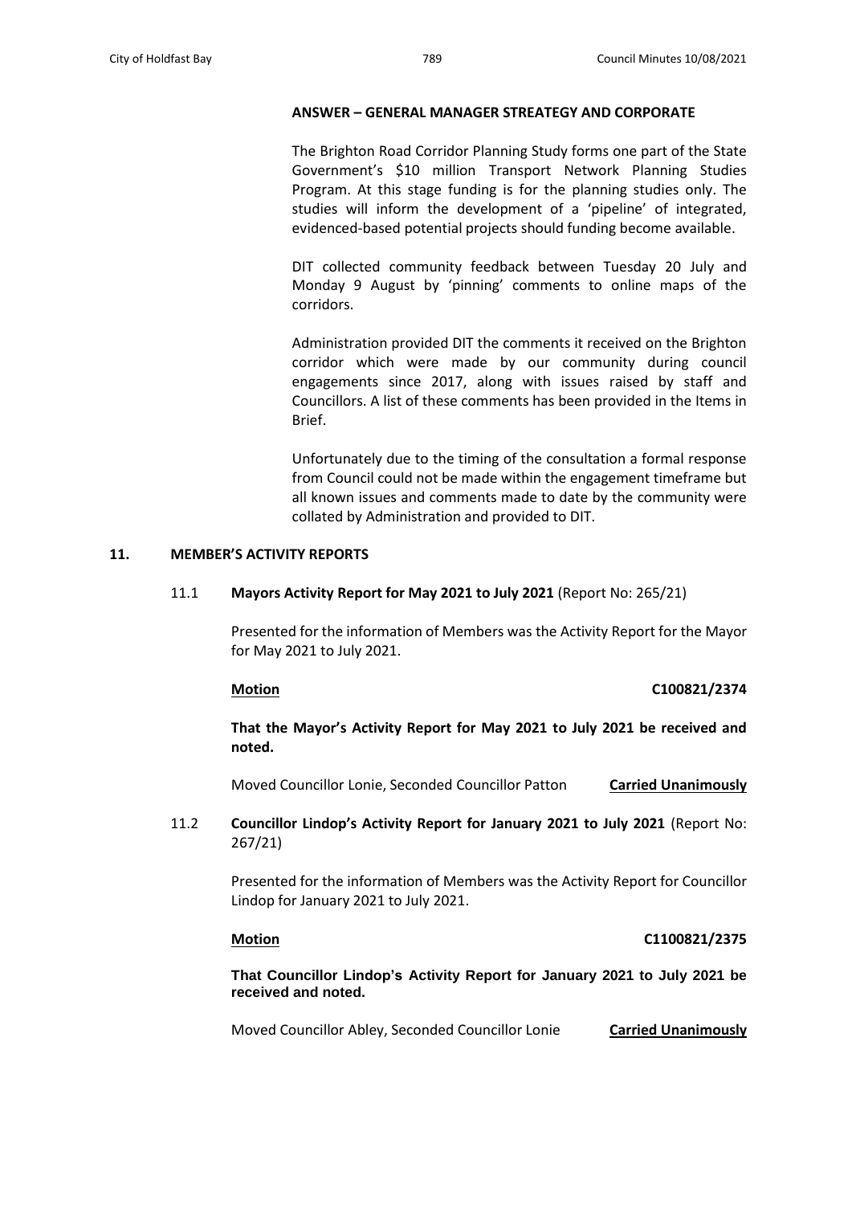**ANSWER – GENERAL MANAGER STREATEGY AND CORPORATE**

The Brighton Road Corridor Planning Study forms one part of the State Government's $10 million Transport Network Planning Studies Program. At this stage funding is for the planning studies only. The studies will inform the development of a 'pipeline' of integrated, evidenced-based potential projects should funding become available.

DIT collected community feedback between Tuesday 20 July and Monday 9 August by 'pinning' comments to online maps of the corridors.

Administration provided DIT the comments it received on the Brighton corridor which were made by our community during council engagements since 2017, along with issues raised by staff and Councillors. A list of these comments has been provided in the Items in Brief.

Unfortunately due to the timing of the consultation a formal response from Council could not be made within the engagement timeframe but all known issues and comments made to date by the community were collated by Administration and provided to DIT.

## 11. MEMBER'S ACTIVITY REPORTS

### 11.1 **Mayors Activity Report for May 2021 to July 2021** (Report No: 265/21)

Presented for the information of Members was the Activity Report for the Mayor for May 2021 to July 2021.

**Motion** **C100821/2374**

**That the Mayor's Activity Report for May 2021 to July 2021 be received and noted.**

Moved Councillor Lonie, Seconded Councillor Patton **Carried Unanimously**

### 11.2 **Councillor Lindop's Activity Report for January 2021 to July 2021** (Report No: 267/21)

Presented for the information of Members was the Activity Report for Councillor Lindop for January 2021 to July 2021.

**Motion** **C1100821/2375**

**That Councillor Lindop's Activity Report for January 2021 to July 2021 be received and noted.**

Moved Councillor Abley, Seconded Councillor Lonie **Carried Unanimously**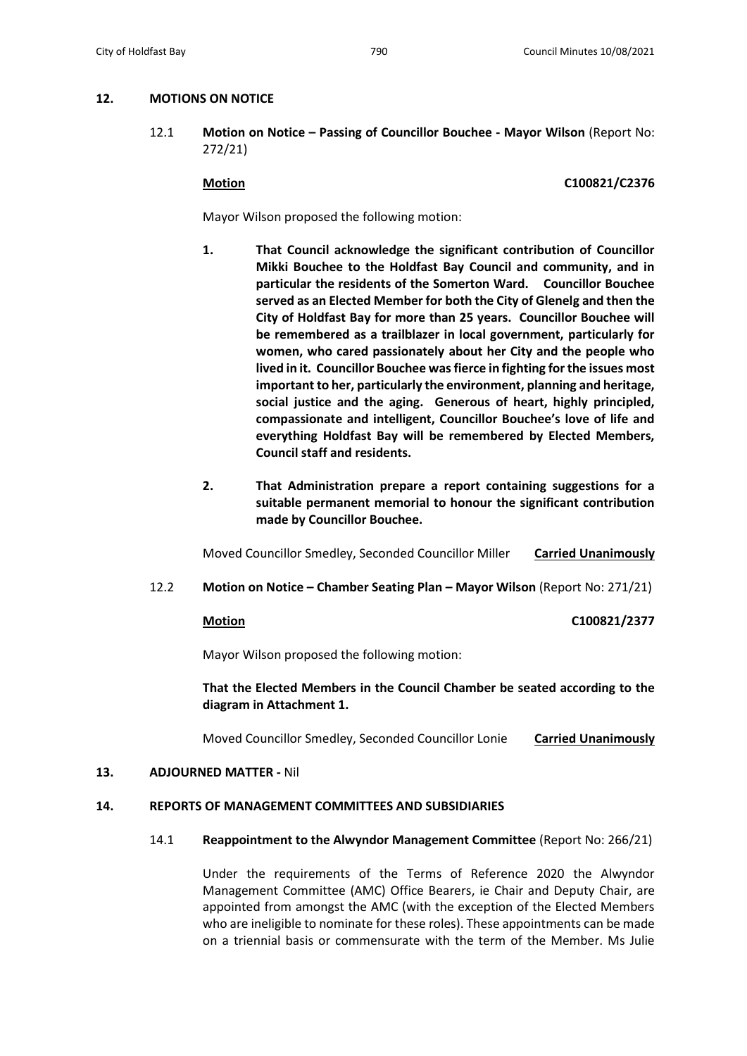## 12. MOTIONS ON NOTICE

12.1 **Motion on Notice – Passing of Councillor Bouchee - Mayor Wilson** (Report No: 272/21)

**Motion** **C100821/C2376**

Mayor Wilson proposed the following motion:

1. **That Council acknowledge the significant contribution of Councillor Mikki Bouchee to the Holdfast Bay Council and community, and in particular the residents of the Somerton Ward. Councillor Bouchee served as an Elected Member for both the City of Glenelg and then the City of Holdfast Bay for more than 25 years. Councillor Bouchee will be remembered as a trailblazer in local government, particularly for women, who cared passionately about her City and the people who lived in it. Councillor Bouchee was fierce in fighting for the issues most important to her, particularly the environment, planning and heritage, social justice and the aging. Generous of heart, highly principled, compassionate and intelligent, Councillor Bouchee's love of life and everything Holdfast Bay will be remembered by Elected Members, Council staff and residents.**

2. **That Administration prepare a report containing suggestions for a suitable permanent memorial to honour the significant contribution made by Councillor Bouchee.**

Moved Councillor Smedley, Seconded Councillor Miller **Carried Unanimously**

12.2 **Motion on Notice – Chamber Seating Plan – Mayor Wilson** (Report No: 271/21)

**Motion** **C100821/2377**

Mayor Wilson proposed the following motion:

**That the Elected Members in the Council Chamber be seated according to the diagram in Attachment 1.**

Moved Councillor Smedley, Seconded Councillor Lonie **Carried Unanimously**

## 13. ADJOURNED MATTER - Nil

## 14. REPORTS OF MANAGEMENT COMMITTEES AND SUBSIDIARIES

14.1 **Reappointment to the Alwyndor Management Committee** (Report No: 266/21)

Under the requirements of the Terms of Reference 2020 the Alwyndor Management Committee (AMC) Office Bearers, ie Chair and Deputy Chair, are appointed from amongst the AMC (with the exception of the Elected Members who are ineligible to nominate for these roles). These appointments can be made on a triennial basis or commensurate with the term of the Member. Ms Julie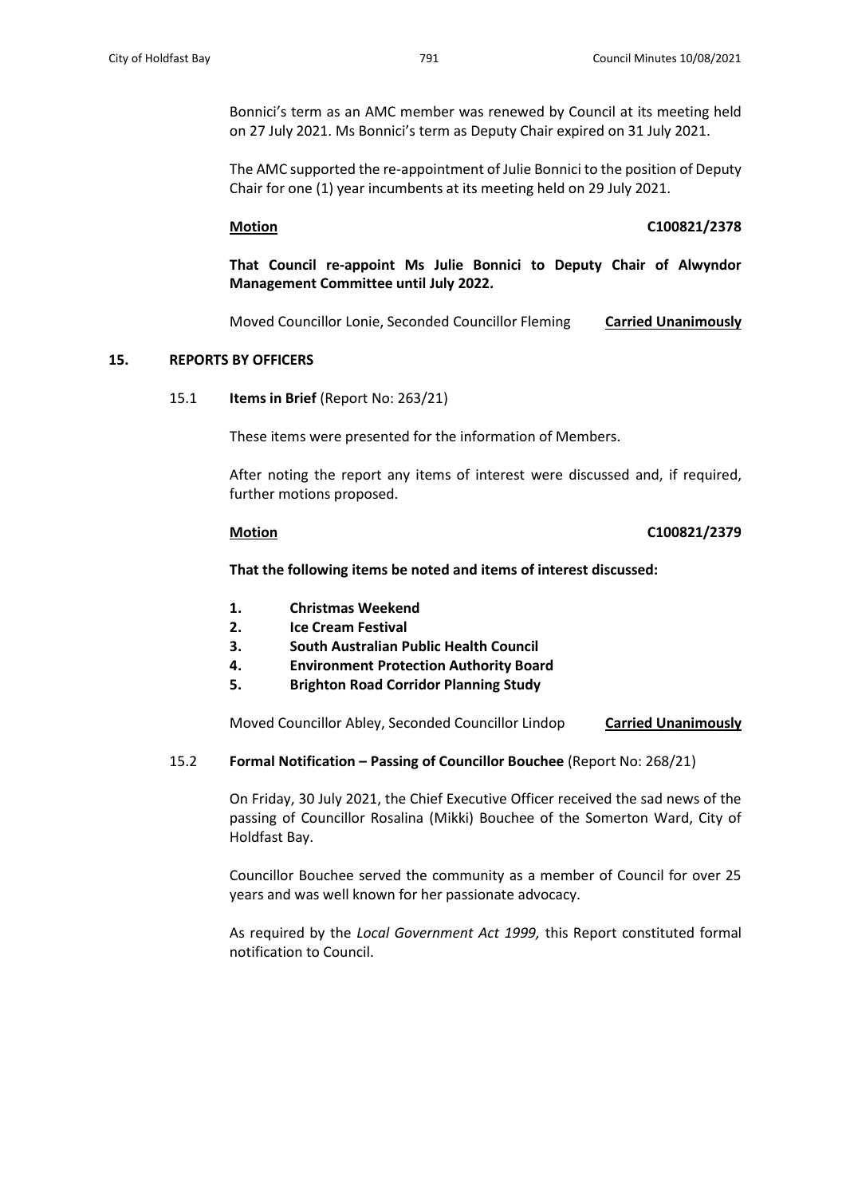Bonnici's term as an AMC member was renewed by Council at its meeting held on 27 July 2021. Ms Bonnici's term as Deputy Chair expired on 31 July 2021.

The AMC supported the re-appointment of Julie Bonnici to the position of Deputy Chair for one (1) year incumbents at its meeting held on 29 July 2021.

**Motion** **C100821/2378**

**That Council re-appoint Ms Julie Bonnici to Deputy Chair of Alwyndor Management Committee until July 2022.**

Moved Councillor Lonie, Seconded Councillor Fleming **Carried Unanimously**

## 15. REPORTS BY OFFICERS

### 15.1 **Items in Brief** (Report No: 263/21)

These items were presented for the information of Members.

After noting the report any items of interest were discussed and, if required, further motions proposed.

**Motion** **C100821/2379**

**That the following items be noted and items of interest discussed:**

1. **Christmas Weekend**
2. **Ice Cream Festival**
3. **South Australian Public Health Council**
4. **Environment Protection Authority Board**
5. **Brighton Road Corridor Planning Study**

Moved Councillor Abley, Seconded Councillor Lindop **Carried Unanimously**

### 15.2 **Formal Notification – Passing of Councillor Bouchee** (Report No: 268/21)

On Friday, 30 July 2021, the Chief Executive Officer received the sad news of the passing of Councillor Rosalina (Mikki) Bouchee of the Somerton Ward, City of Holdfast Bay.

Councillor Bouchee served the community as a member of Council for over 25 years and was well known for her passionate advocacy.

As required by the *Local Government Act 1999,* this Report constituted formal notification to Council.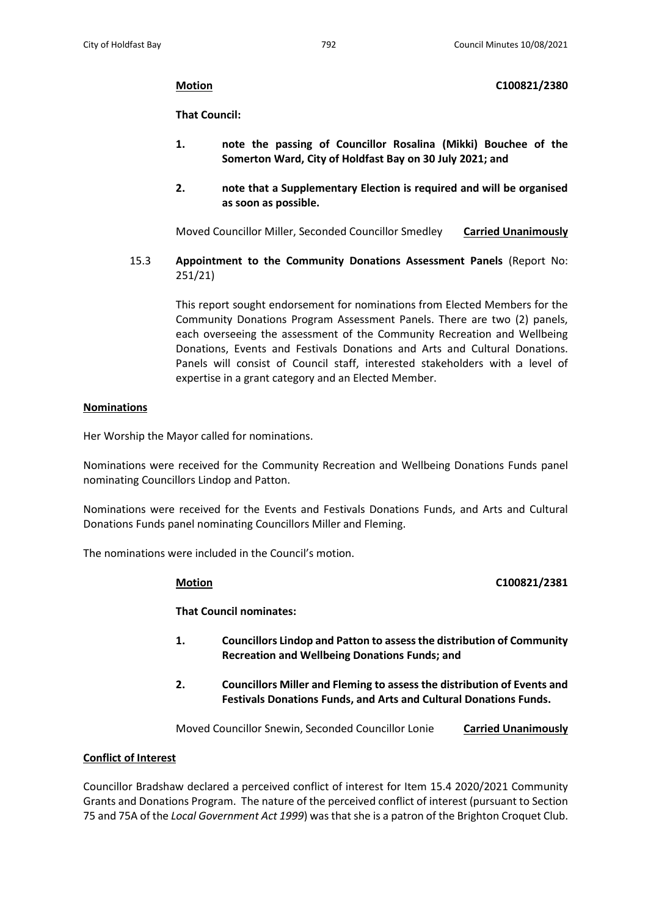**Motion** **C100821/2380**

**That Council:**

1. **note the passing of Councillor Rosalina (Mikki) Bouchee of the Somerton Ward, City of Holdfast Bay on 30 July 2021; and**

2. **note that a Supplementary Election is required and will be organised as soon as possible.**

Moved Councillor Miller, Seconded Councillor Smedley **Carried Unanimously**

15.3 **Appointment to the Community Donations Assessment Panels** (Report No: 251/21)

This report sought endorsement for nominations from Elected Members for the Community Donations Program Assessment Panels. There are two (2) panels, each overseeing the assessment of the Community Recreation and Wellbeing Donations, Events and Festivals Donations and Arts and Cultural Donations. Panels will consist of Council staff, interested stakeholders with a level of expertise in a grant category and an Elected Member.

**Nominations**

Her Worship the Mayor called for nominations.

Nominations were received for the Community Recreation and Wellbeing Donations Funds panel nominating Councillors Lindop and Patton.

Nominations were received for the Events and Festivals Donations Funds, and Arts and Cultural Donations Funds panel nominating Councillors Miller and Fleming.

The nominations were included in the Council's motion.

**Motion** **C100821/2381**

**That Council nominates:**

1. **Councillors Lindop and Patton to assess the distribution of Community Recreation and Wellbeing Donations Funds; and**

2. **Councillors Miller and Fleming to assess the distribution of Events and Festivals Donations Funds, and Arts and Cultural Donations Funds.**

Moved Councillor Snewin, Seconded Councillor Lonie **Carried Unanimously**

**Conflict of Interest**

Councillor Bradshaw declared a perceived conflict of interest for Item 15.4 2020/2021 Community Grants and Donations Program. The nature of the perceived conflict of interest (pursuant to Section 75 and 75A of the *Local Government Act 1999*) was that she is a patron of the Brighton Croquet Club.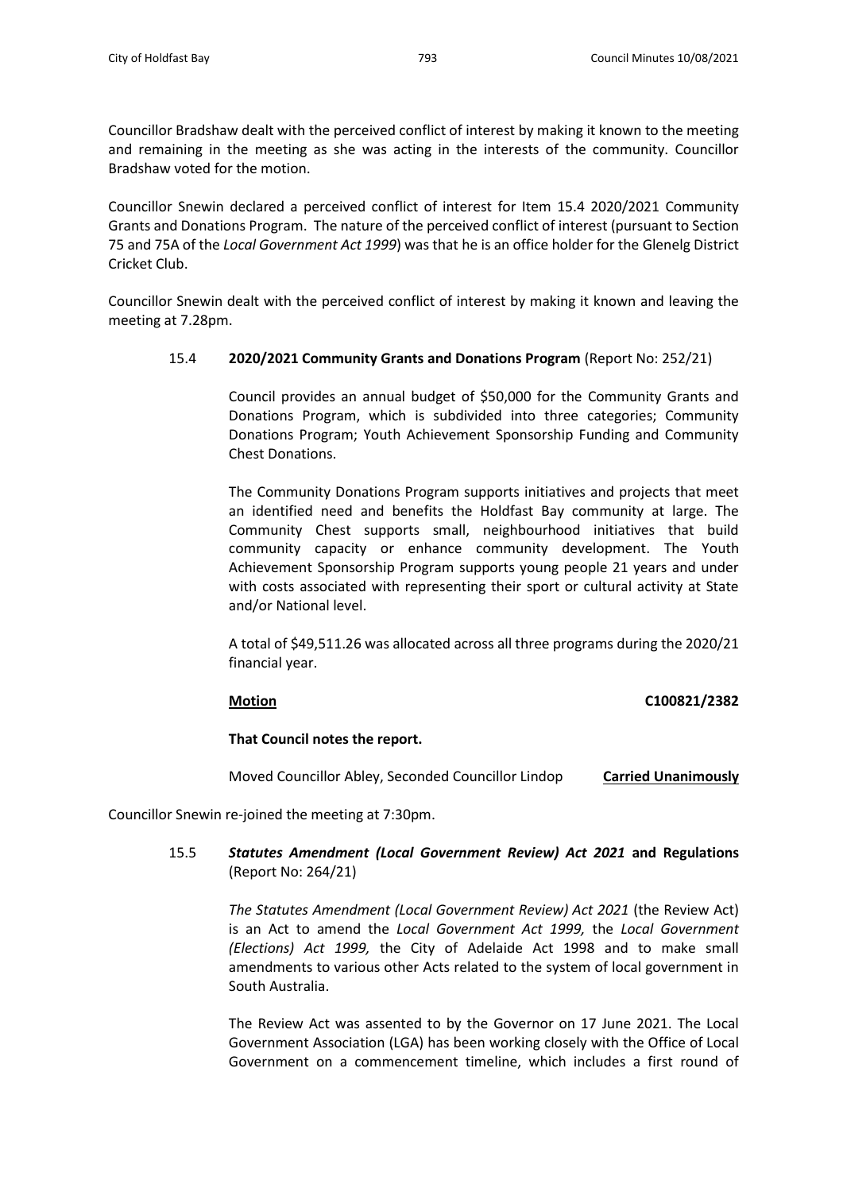Councillor Bradshaw dealt with the perceived conflict of interest by making it known to the meeting and remaining in the meeting as she was acting in the interests of the community. Councillor Bradshaw voted for the motion.

Councillor Snewin declared a perceived conflict of interest for Item 15.4 2020/2021 Community Grants and Donations Program. The nature of the perceived conflict of interest (pursuant to Section 75 and 75A of the *Local Government Act 1999*) was that he is an office holder for the Glenelg District Cricket Club.

Councillor Snewin dealt with the perceived conflict of interest by making it known and leaving the meeting at 7.28pm.

15.4 **2020/2021 Community Grants and Donations Program** (Report No: 252/21)

Council provides an annual budget of $50,000 for the Community Grants and Donations Program, which is subdivided into three categories; Community Donations Program; Youth Achievement Sponsorship Funding and Community Chest Donations.

The Community Donations Program supports initiatives and projects that meet an identified need and benefits the Holdfast Bay community at large. The Community Chest supports small, neighbourhood initiatives that build community capacity or enhance community development. The Youth Achievement Sponsorship Program supports young people 21 years and under with costs associated with representing their sport or cultural activity at State and/or National level.

A total of $49,511.26 was allocated across all three programs during the 2020/21 financial year.

**Motion** **C100821/2382**

**That Council notes the report.**

Moved Councillor Abley, Seconded Councillor Lindop **Carried Unanimously**

Councillor Snewin re-joined the meeting at 7:30pm.

15.5 ***Statutes Amendment (Local Government Review) Act 2021*** **and Regulations** (Report No: 264/21)

*The Statutes Amendment (Local Government Review) Act 2021* (the Review Act) is an Act to amend the *Local Government Act 1999,* the *Local Government (Elections) Act 1999,* the City of Adelaide Act 1998 and to make small amendments to various other Acts related to the system of local government in South Australia.

The Review Act was assented to by the Governor on 17 June 2021. The Local Government Association (LGA) has been working closely with the Office of Local Government on a commencement timeline, which includes a first round of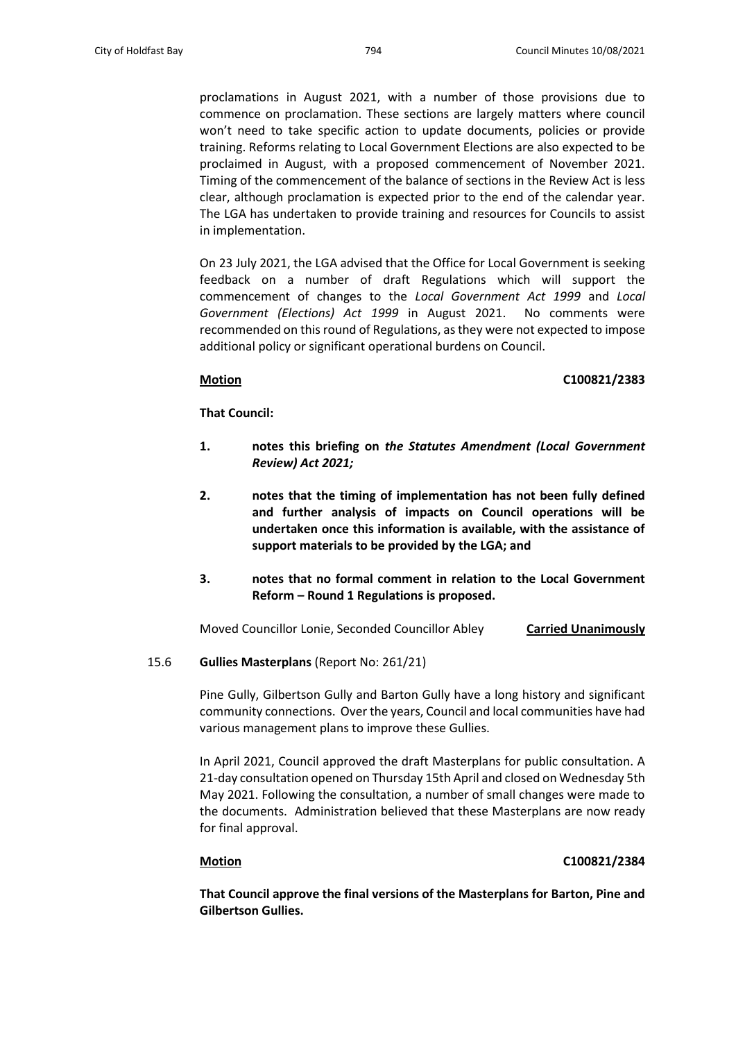proclamations in August 2021, with a number of those provisions due to commence on proclamation. These sections are largely matters where council won't need to take specific action to update documents, policies or provide training. Reforms relating to Local Government Elections are also expected to be proclaimed in August, with a proposed commencement of November 2021. Timing of the commencement of the balance of sections in the Review Act is less clear, although proclamation is expected prior to the end of the calendar year. The LGA has undertaken to provide training and resources for Councils to assist in implementation.

On 23 July 2021, the LGA advised that the Office for Local Government is seeking feedback on a number of draft Regulations which will support the commencement of changes to the *Local Government Act 1999* and *Local Government (Elections) Act 1999* in August 2021. No comments were recommended on this round of Regulations, as they were not expected to impose additional policy or significant operational burdens on Council.

**Motion** **C100821/2383**

**That Council:**

1. **notes this briefing on *the Statutes Amendment (Local Government Review) Act 2021;***
2. **notes that the timing of implementation has not been fully defined and further analysis of impacts on Council operations will be undertaken once this information is available, with the assistance of support materials to be provided by the LGA; and**
3. **notes that no formal comment in relation to the Local Government Reform – Round 1 Regulations is proposed.**

Moved Councillor Lonie, Seconded Councillor Abley **Carried Unanimously**

15.6 **Gullies Masterplans** (Report No: 261/21)

Pine Gully, Gilbertson Gully and Barton Gully have a long history and significant community connections. Over the years, Council and local communities have had various management plans to improve these Gullies.

In April 2021, Council approved the draft Masterplans for public consultation. A 21-day consultation opened on Thursday 15th April and closed on Wednesday 5th May 2021. Following the consultation, a number of small changes were made to the documents. Administration believed that these Masterplans are now ready for final approval.

**Motion** **C100821/2384**

**That Council approve the final versions of the Masterplans for Barton, Pine and Gilbertson Gullies.**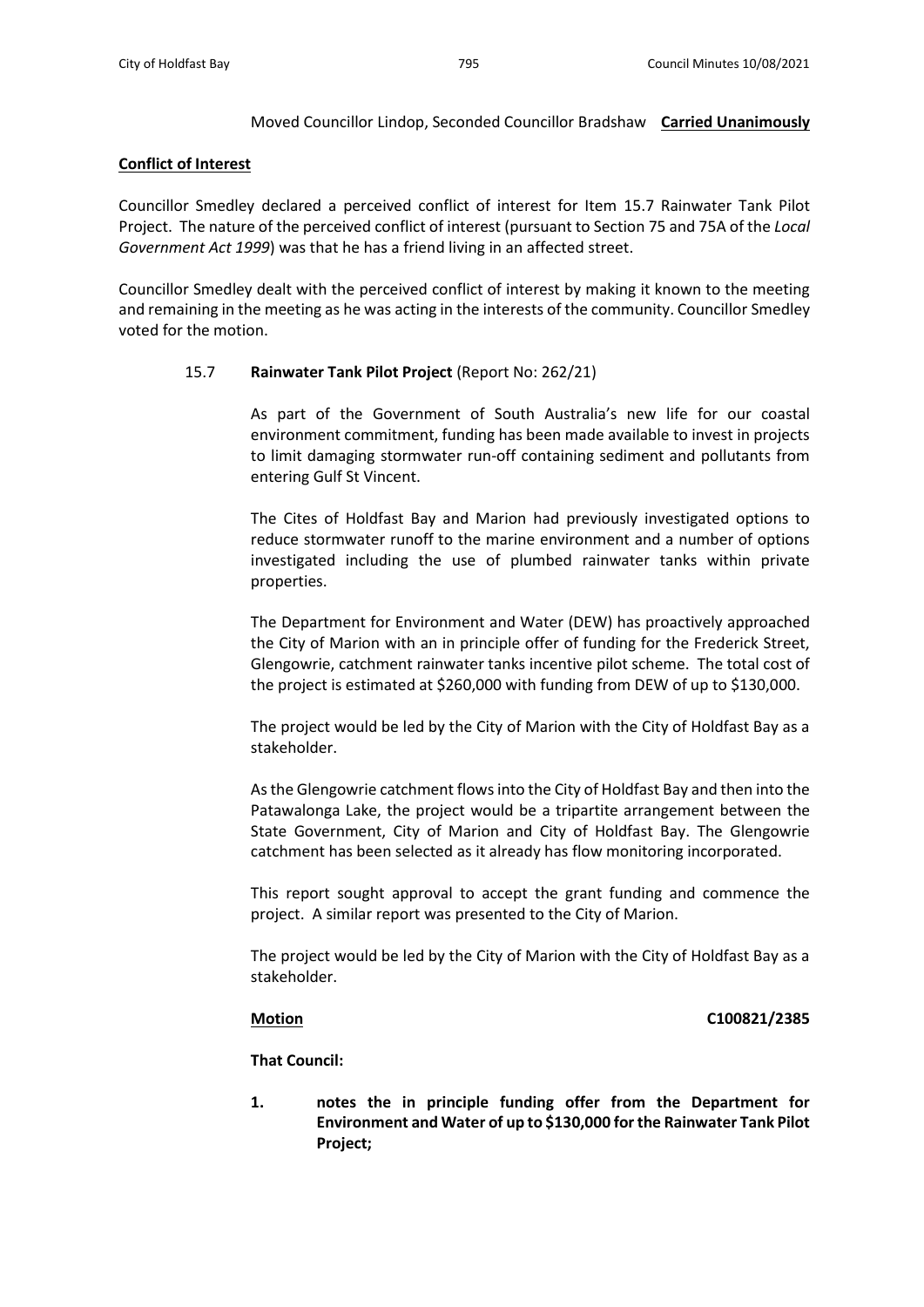Moved Councillor Lindop, Seconded Councillor Bradshaw **Carried Unanimously**

**Conflict of Interest**

Councillor Smedley declared a perceived conflict of interest for Item 15.7 Rainwater Tank Pilot Project. The nature of the perceived conflict of interest (pursuant to Section 75 and 75A of the *Local Government Act 1999*) was that he has a friend living in an affected street.

Councillor Smedley dealt with the perceived conflict of interest by making it known to the meeting and remaining in the meeting as he was acting in the interests of the community. Councillor Smedley voted for the motion.

15.7 **Rainwater Tank Pilot Project** (Report No: 262/21)

As part of the Government of South Australia's new life for our coastal environment commitment, funding has been made available to invest in projects to limit damaging stormwater run-off containing sediment and pollutants from entering Gulf St Vincent.

The Cites of Holdfast Bay and Marion had previously investigated options to reduce stormwater runoff to the marine environment and a number of options investigated including the use of plumbed rainwater tanks within private properties.

The Department for Environment and Water (DEW) has proactively approached the City of Marion with an in principle offer of funding for the Frederick Street, Glengowrie, catchment rainwater tanks incentive pilot scheme. The total cost of the project is estimated at $260,000 with funding from DEW of up to $130,000.

The project would be led by the City of Marion with the City of Holdfast Bay as a stakeholder.

As the Glengowrie catchment flows into the City of Holdfast Bay and then into the Patawalonga Lake, the project would be a tripartite arrangement between the State Government, City of Marion and City of Holdfast Bay. The Glengowrie catchment has been selected as it already has flow monitoring incorporated.

This report sought approval to accept the grant funding and commence the project. A similar report was presented to the City of Marion.

The project would be led by the City of Marion with the City of Holdfast Bay as a stakeholder.

**Motion** **C100821/2385**

**That Council:**

1. **notes the in principle funding offer from the Department for Environment and Water of up to $130,000 for the Rainwater Tank Pilot Project;**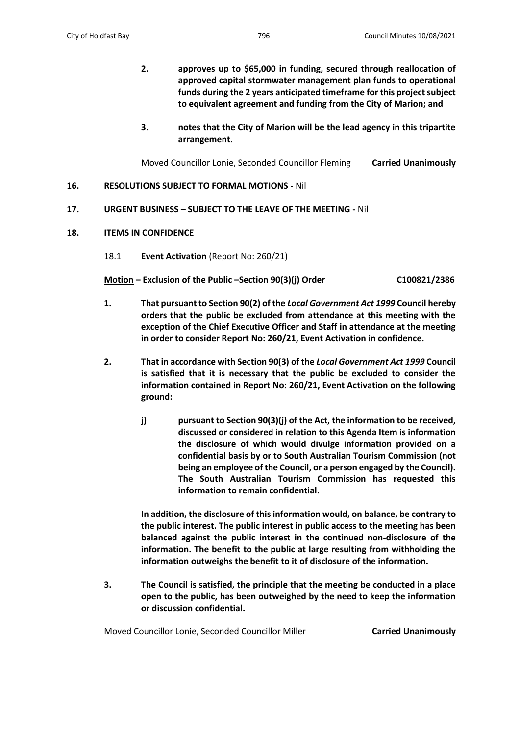2. **approves up to $65,000 in funding, secured through reallocation of approved capital stormwater management plan funds to operational funds during the 2 years anticipated timeframe for this project subject to equivalent agreement and funding from the City of Marion; and**

3. **notes that the City of Marion will be the lead agency in this tripartite arrangement.**

Moved Councillor Lonie, Seconded Councillor Fleming **Carried Unanimously**

**16. RESOLUTIONS SUBJECT TO FORMAL MOTIONS -** Nil

**17. URGENT BUSINESS – SUBJECT TO THE LEAVE OF THE MEETING -** Nil

**18. ITEMS IN CONFIDENCE**

18.1 **Event Activation** (Report No: 260/21)

**Motion – Exclusion of the Public –Section 90(3)(j) Order** **C100821/2386**

1. **That pursuant to Section 90(2) of the *Local Government Act 1999* Council hereby orders that the public be excluded from attendance at this meeting with the exception of the Chief Executive Officer and Staff in attendance at the meeting in order to consider Report No: 260/21, Event Activation in confidence.**

2. **That in accordance with Section 90(3) of the *Local Government Act 1999* Council is satisfied that it is necessary that the public be excluded to consider the information contained in Report No: 260/21, Event Activation on the following ground:**

   **j) pursuant to Section 90(3)(j) of the Act, the information to be received, discussed or considered in relation to this Agenda Item is information the disclosure of which would divulge information provided on a confidential basis by or to South Australian Tourism Commission (not being an employee of the Council, or a person engaged by the Council). The South Australian Tourism Commission has requested this information to remain confidential.**

   **In addition, the disclosure of this information would, on balance, be contrary to the public interest. The public interest in public access to the meeting has been balanced against the public interest in the continued non-disclosure of the information. The benefit to the public at large resulting from withholding the information outweighs the benefit to it of disclosure of the information.**

3. **The Council is satisfied, the principle that the meeting be conducted in a place open to the public, has been outweighed by the need to keep the information or discussion confidential.**

Moved Councillor Lonie, Seconded Councillor Miller **Carried Unanimously**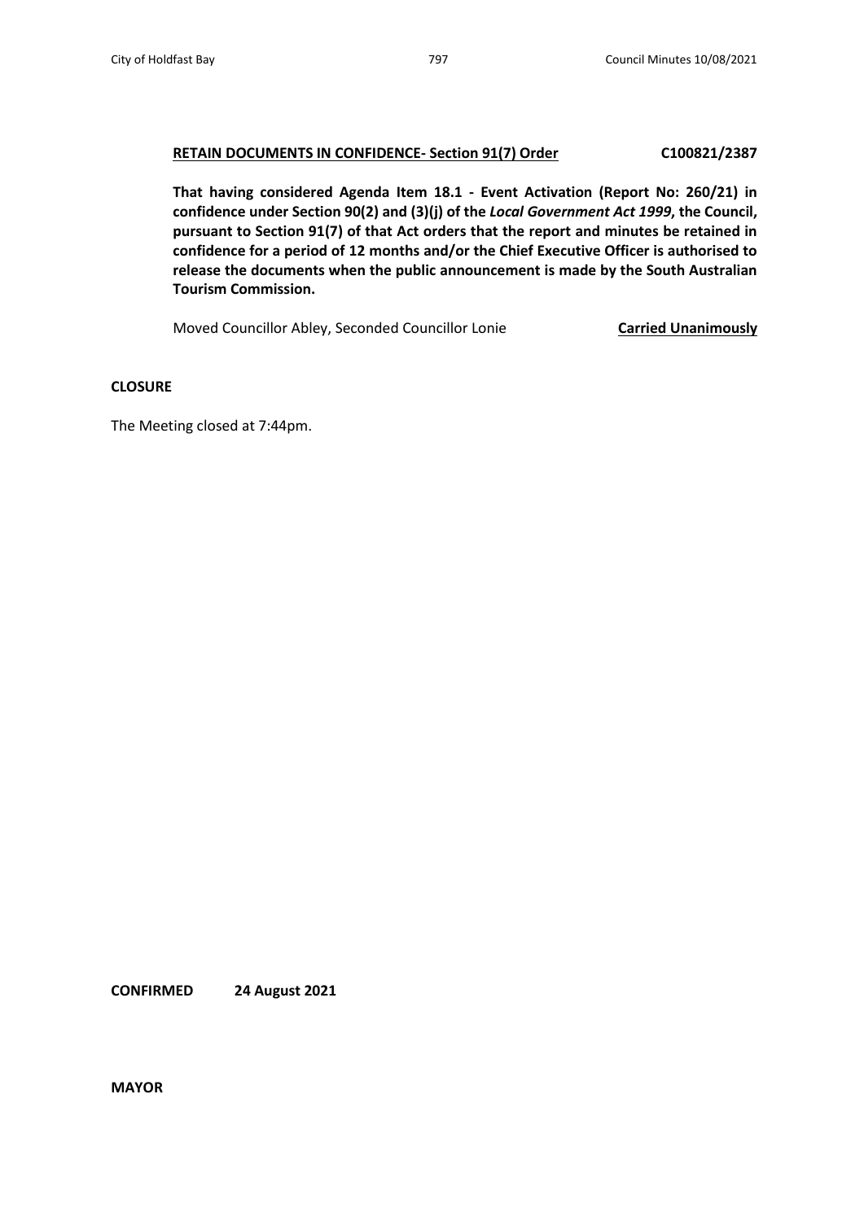**RETAIN DOCUMENTS IN CONFIDENCE- Section 91(7) Order** **C100821/2387**

**That having considered Agenda Item 18.1 - Event Activation (Report No: 260/21) in confidence under Section 90(2) and (3)(j) of the *Local Government Act 1999*, the Council, pursuant to Section 91(7) of that Act orders that the report and minutes be retained in confidence for a period of 12 months and/or the Chief Executive Officer is authorised to release the documents when the public announcement is made by the South Australian Tourism Commission.**

Moved Councillor Abley, Seconded Councillor Lonie **Carried Unanimously**

**CLOSURE**

The Meeting closed at 7:44pm.

**CONFIRMED 24 August 2021**

**MAYOR**